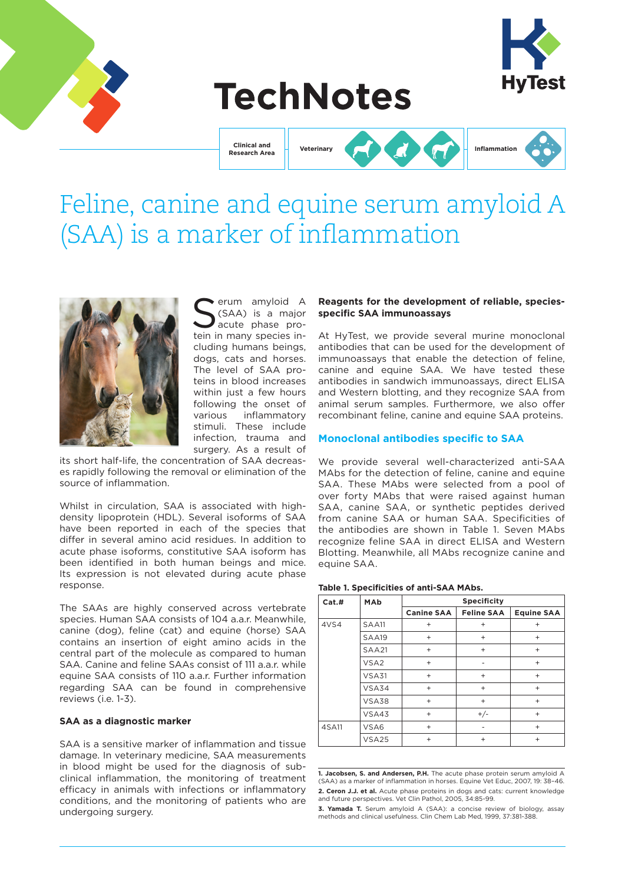# TechNotes

Clinical and Research Area | Veterinary | Inflammation

# Feline, canine and equine serum amyloid A (SAA) is a marker of inflammation

Serum amyloid A (SAA) is a major acute phase protein in many species including humans beings, dogs, cats and horses. The level of SAA proteins in blood increases within just a few hours following the onset of various inflammatory stimuli. These include infection, trauma and surgery. As a result of its short half-life, the concentration of SAA decreases rapidly following the removal or elimination of the source of inflammation.

Whilst in circulation, SAA is associated with high-density lipoprotein (HDL). Several isoforms of SAA have been reported in each of the species that differ in several amino acid residues. In addition to acute phase isoforms, constitutive SAA isoform has been identified in both human beings and mice. Its expression is not elevated during acute phase response.

The SAAs are highly conserved across vertebrate species. Human SAA consists of 104 a.a.r. Meanwhile, canine (dog), feline (cat) and equine (horse) SAA contains an insertion of eight amino acids in the central part of the molecule as compared to human SAA. Canine and feline SAAs consist of 111 a.a.r. while equine SAA consists of 110 a.a.r. Further information regarding SAA can be found in comprehensive reviews (i.e. 1-3).

### SAA as a diagnostic marker

SAA is a sensitive marker of inflammation and tissue damage. In veterinary medicine, SAA measurements in blood might be used for the diagnosis of subclinical inflammation, the monitoring of treatment efficacy in animals with infections or inflammatory conditions, and the monitoring of patients who are undergoing surgery.

### Reagents for the development of reliable, species-specific SAA immunoassays

At HyTest, we provide several murine monoclonal antibodies that can be used for the development of immunoassays that enable the detection of feline, canine and equine SAA. We have tested these antibodies in sandwich immunoassays, direct ELISA and Western blotting, and they recognize SAA from animal serum samples. Furthermore, we also offer recombinant feline, canine and equine SAA proteins.

## Monoclonal antibodies specific to SAA

We provide several well-characterized anti-SAA MAbs for the detection of feline, canine and equine SAA. These MAbs were selected from a pool of over forty MAbs that were raised against human SAA, canine SAA, or synthetic peptides derived from canine SAA or human SAA. Specificities of the antibodies are shown in Table 1. Seven MAbs recognize feline SAA in direct ELISA and Western Blotting. Meanwhile, all MAbs recognize canine and equine SAA.

**Table 1. Specificities of anti-SAA MAbs.**

| Cat.# | MAb | Specificity | | |
|---|---|---|---|---|
| | | Canine SAA | Feline SAA | Equine SAA |
| 4VS4 | SAA11 | + | + | + |
| | SAA19 | + | + | + |
| | SAA21 | + | + | + |
| | VSA2 | + | - | + |
| | VSA31 | + | + | + |
| | VSA34 | + | + | + |
| | VSA38 | + | + | + |
| | VSA43 | + | +/- | + |
| 4SA11 | VSA6 | + | - | + |
| | VSA25 | + | + | + |

**1. Jacobsen, S. and Andersen, P.H.** The acute phase protein serum amyloid A (SAA) as a marker of inflammation in horses. Equine Vet Educ, 2007, 19: 38–46.

**2. Ceron J.J. et al.** Acute phase proteins in dogs and cats: current knowledge and future perspectives. Vet Clin Pathol, 2005, 34:85-99.

**3. Yamada T.** Serum amyloid A (SAA): a concise review of biology, assay methods and clinical usefulness. Clin Chem Lab Med, 1999, 37:381-388.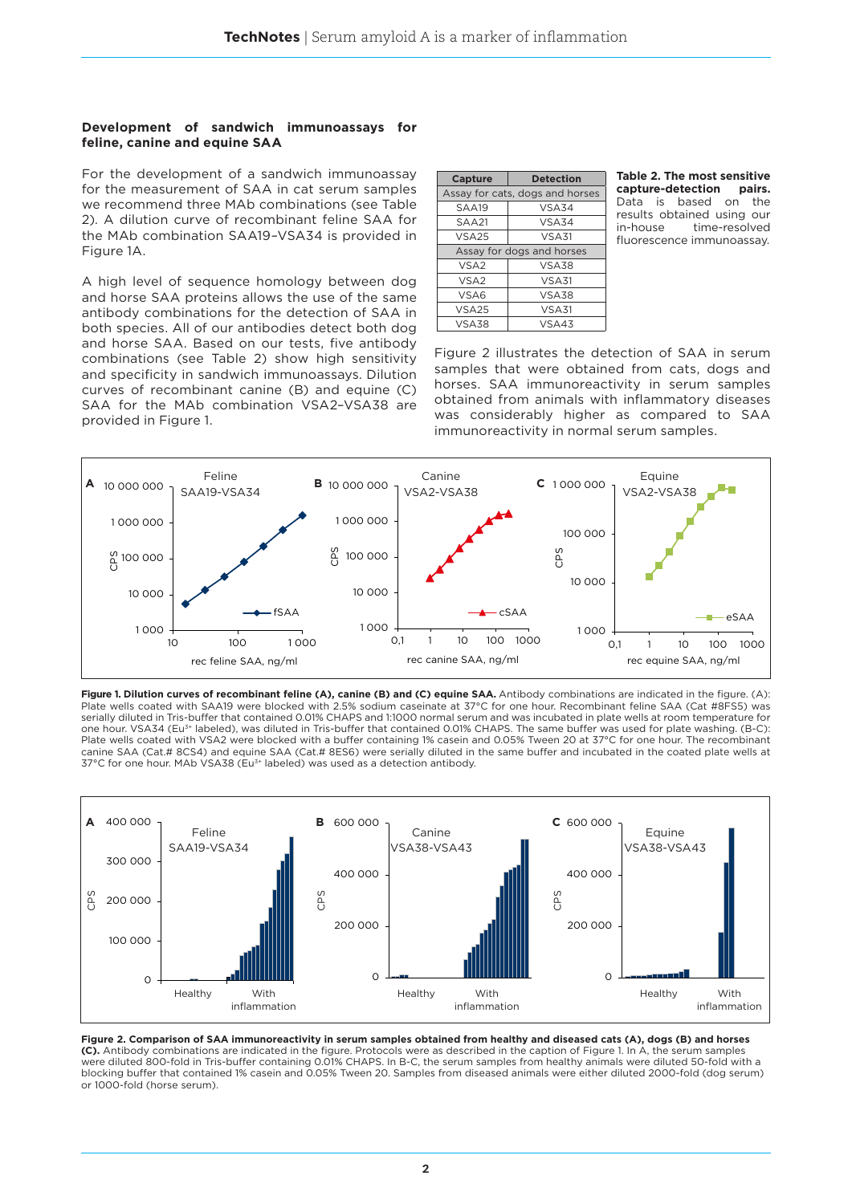### Development of sandwich immunoassays for feline, canine and equine SAA

For the development of a sandwich immunoassay for the measurement of SAA in cat serum samples we recommend three MAb combinations (see Table 2). A dilution curve of recombinant feline SAA for the MAb combination SAA19–VSA34 is provided in Figure 1A.

A high level of sequence homology between dog and horse SAA proteins allows the use of the same antibody combinations for the detection of SAA in both species. All of our antibodies detect both dog and horse SAA. Based on our tests, five antibody combinations (see Table 2) show high sensitivity and specificity in sandwich immunoassays. Dilution curves of recombinant canine (B) and equine (C) SAA for the MAb combination VSA2–VSA38 are provided in Figure 1.

| Capture | Detection |
|---|---|
| Assay for cats, dogs and horses | |
| SAA19 | VSA34 |
| SAA21 | VSA34 |
| VSA25 | VSA31 |
| Assay for dogs and horses | |
| VSA2 | VSA38 |
| VSA2 | VSA31 |
| VSA6 | VSA38 |
| VSA25 | VSA31 |
| VSA38 | VSA43 |

**Table 2. The most sensitive capture-detection pairs.** Data is based on the results obtained using our in-house time-resolved fluorescence immunoassay.

Figure 2 illustrates the detection of SAA in serum samples that were obtained from cats, dogs and horses. SAA immunoreactivity in serum samples obtained from animals with inflammatory diseases was considerably higher as compared to SAA immunoreactivity in normal serum samples.

**Figure 1. Dilution curves of recombinant feline (A), canine (B) and (C) equine SAA.** Antibody combinations are indicated in the figure. (A): Plate wells coated with SAA19 were blocked with 2.5% sodium caseinate at 37°C for one hour. Recombinant feline SAA (Cat #8FS5) was serially diluted in Tris-buffer that contained 0.01% CHAPS and 1:1000 normal serum and was incubated in plate wells at room temperature for one hour. VSA34 ($Eu^{3+}$ labeled), was diluted in Tris-buffer that contained 0.01% CHAPS. The same buffer was used for plate washing. (B-C): Plate wells coated with VSA2 were blocked with a buffer containing 1% casein and 0.05% Tween 20 at 37°C for one hour. The recombinant canine SAA (Cat.# 8CS4) and equine SAA (Cat.# 8ES6) were serially diluted in the same buffer and incubated in the coated plate wells at 37°C for one hour. MAb VSA38 ($Eu^{3+}$ labeled) was used as a detection antibody.

**Figure 2. Comparison of SAA immunoreactivity in serum samples obtained from healthy and diseased cats (A), dogs (B) and horses (C).** Antibody combinations are indicated in the figure. Protocols were as described in the caption of Figure 1. In A, the serum samples were diluted 800-fold in Tris-buffer containing 0.01% CHAPS. In B-C, the serum samples from healthy animals were diluted 50-fold with a blocking buffer that contained 1% casein and 0.05% Tween 20. Samples from diseased animals were either diluted 2000-fold (dog serum) or 1000-fold (horse serum).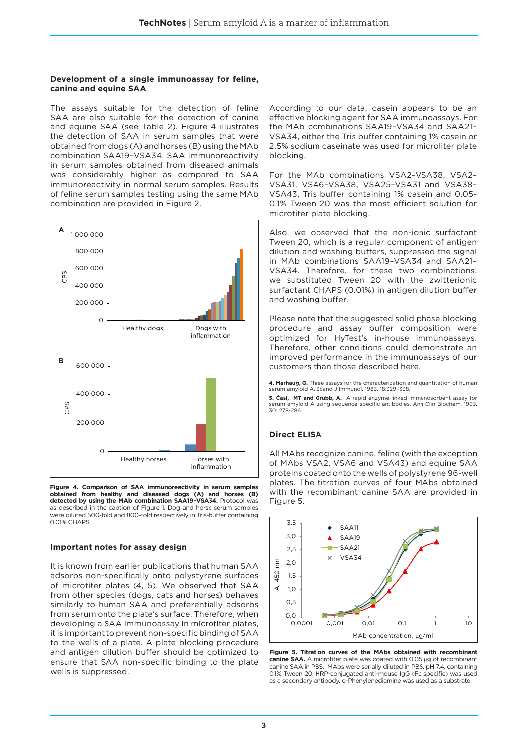### Development of a single immunoassay for feline, canine and equine SAA

The assays suitable for the detection of feline SAA are also suitable for the detection of canine and equine SAA (see Table 2). Figure 4 illustrates the detection of SAA in serum samples that were obtained from dogs (A) and horses (B) using the MAb combination SAA19–VSA34. SAA immunoreactivity in serum samples obtained from diseased animals was considerably higher as compared to SAA immunoreactivity in normal serum samples. Results of feline serum samples testing using the same MAb combination are provided in Figure 2.

**Figure 4. Comparison of SAA immunoreactivity in serum samples obtained from healthy and diseased dogs (A) and horses (B) detected by using the MAb combination SAA19–VSA34.** Protocol was as described in the caption of Figure 1. Dog and horse serum samples were diluted 500-fold and 800-fold respectively in Tris-buffer containing 0.01% CHAPS.

### Important notes for assay design

It is known from earlier publications that human SAA adsorbs non-specifically onto polystyrene surfaces of microtiter plates (4, 5). We observed that SAA from other species (dogs, cats and horses) behaves similarly to human SAA and preferentially adsorbs from serum onto the plate's surface. Therefore, when developing a SAA immunoassay in microtiter plates, it is important to prevent non-specific binding of SAA to the wells of a plate. A plate blocking procedure and antigen dilution buffer should be optimized to ensure that SAA non-specific binding to the plate wells is suppressed.

According to our data, casein appears to be an effective blocking agent for SAA immunoassays. For the MAb combinations SAA19–VSA34 and SAA21–VSA34, either the Tris buffer containing 1% casein or 2.5% sodium caseinate was used for microliter plate blocking.

For the MAb combinations VSA2–VSA38, VSA2–VSA31, VSA6–VSA38, VSA25–VSA31 and VSA38–VSA43, Tris buffer containing 1% casein and 0.05-0.1% Tween 20 was the most efficient solution for microtiter plate blocking.

Also, we observed that the non-ionic surfactant Tween 20, which is a regular component of antigen dilution and washing buffers, suppressed the signal in MAb combinations SAA19–VSA34 and SAA21–VSA34. Therefore, for these two combinations, we substituted Tween 20 with the zwitterionic surfactant CHAPS (0.01%) in antigen dilution buffer and washing buffer.

Please note that the suggested solid phase blocking procedure and assay buffer composition were optimized for HyTest's in-house immunoassays. Therefore, other conditions could demonstrate an improved performance in the immunoassays of our customers than those described here.

**4. Marhaug, G.** Three assays for the characterization and quantitation of human serum amyloid A. Scand J Immunol, 1983, 18:329–338.

**5. Časl, MT and Grubb, A.** A rapid enzyme-linked immunosorbent assay for serum amyloid A using sequence-specific antibodies. Ann Clin Biochem, 1993, 30: 278-286.

### Direct ELISA

All MAbs recognize canine, feline (with the exception of MAbs VSA2, VSA6 and VSA43) and equine SAA proteins coated onto the wells of polystyrene 96-well plates. The titration curves of four MAbs obtained with the recombinant canine SAA are provided in Figure 5.

**Figure 5. Titration curves of the MAbs obtained with recombinant canine SAA.** A microtiter plate was coated with 0.05 µg of recombinant canine SAA in PBS. MAbs were serially diluted in PBS, pH 7.4, containing 0.1% Tween 20. HRP-conjugated anti-mouse IgG (Fc specific) was used as a secondary antibody. o-Phenylenediamine was used as a substrate.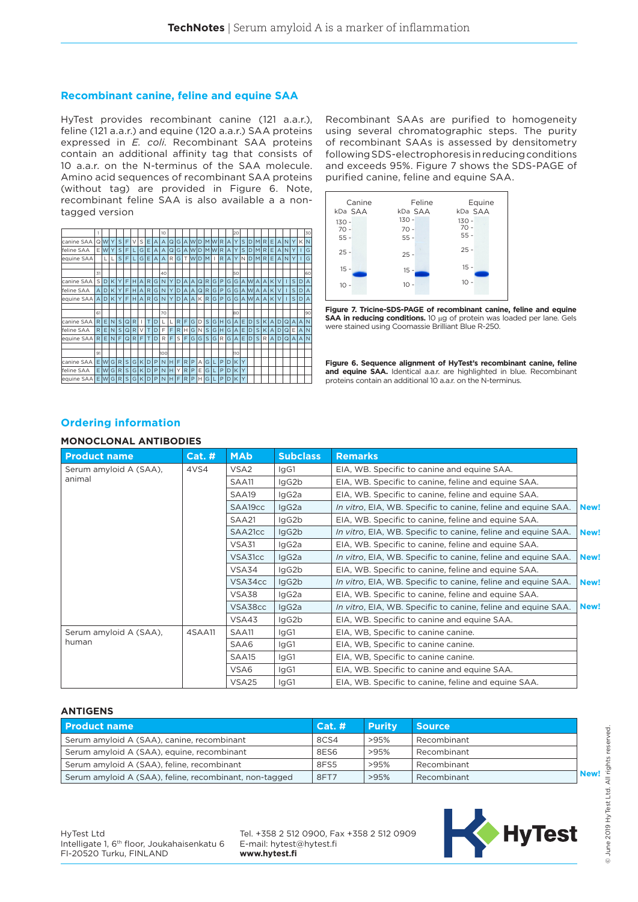## Recombinant canine, feline and equine SAA

HyTest provides recombinant canine (121 a.a.r.), feline (121 a.a.r.) and equine (120 a.a.r.) SAA proteins expressed in *E. coli*. Recombinant SAA proteins contain an additional affinity tag that consists of 10 a.a.r. on the N-terminus of the SAA molecule. Amino acid sequences of recombinant SAA proteins (without tag) are provided in Figure 6. Note, recombinant feline SAA is also available a a non-tagged version

| | 1–30 | 31–60 | 61–90 | 91–111 |
|---|---|---|---|---|
| canine SAA | QWYSFVSEAAQGAWDMWRAYSDMREANYKN | SDKYFHARGNYDAAQRGPGGAWAAKVISDA | RENSQRITDLLRFGDSGHGAEDSKADQAAN | EWGRSGKDPNHFRPAGLPDKY |
| feline SAA | EWYSFLGEAAQGAWDMWRAYSDMREANYIG | ADKYFHARGNYDAAQRGPGGAWAAKVISDA | RENSQRVTDFFRHGNSGHGAEDSKADQEAN | EWGRSGKDPNHYRPEGLPDKY |
| equine SAA | LLSFLGEAARGTWDMIRAYNDMREANYIG | ADKYFHARGNYDAAKRGPGGAWAAKVISDA | RENFQRFTDRFSFGGSGRGAEDSRADQAAN | EWGRSGKDPNHFRPHGLPDKY |

**Figure 6. Sequence alignment of HyTest's recombinant canine, feline and equine SAA.** Identical a.a.r. are highlighted in blue. Recombinant proteins contain an additional 10 a.a.r. on the N-terminus.

Recombinant SAAs are purified to homogeneity using several chromatographic steps. The purity of recombinant SAAs is assessed by densitometry following SDS-electrophoresis in reducing conditions and exceeds 95%. Figure 7 shows the SDS-PAGE of purified canine, feline and equine SAA.

Canine
kDa SAA
130 -
70 -
55 -
25 -
15 -
10 -

Feline
kDa SAA
130 -
70 -
55 -
25 -
15 -
10 -

Equine
kDa SAA
130 -
70 -
55 -
25 -
15 -
10 -

**Figure 7. Tricine-SDS-PAGE of recombinant canine, feline and equine SAA in reducing conditions.** 10 µg of protein was loaded per lane. Gels were stained using Coomassie Brilliant Blue R-250.

## Ordering information

### MONOCLONAL ANTIBODIES

| Product name | Cat. # | MAb | Subclass | Remarks |
|---|---|---|---|---|
| Serum amyloid A (SAA), animal | 4VS4 | VSA2 | IgG1 | EIA, WB. Specific to canine and equine SAA. |
| | | SAA11 | IgG2b | EIA, WB. Specific to canine, feline and equine SAA. |
| | | SAA19 | IgG2a | EIA, WB. Specific to canine, feline and equine SAA. |
| | | SAA19cc | IgG2a | *In vitro*, EIA, WB. Specific to canine, feline and equine SAA. **New!** |
| | | SAA21 | IgG2b | EIA, WB. Specific to canine, feline and equine SAA. |
| | | SAA21cc | IgG2b | *In vitro*, EIA, WB. Specific to canine, feline and equine SAA. **New!** |
| | | VSA31 | IgG2a | EIA, WB. Specific to canine, feline and equine SAA. |
| | | VSA31cc | IgG2a | *In vitro*, EIA, WB. Specific to canine, feline and equine SAA. **New!** |
| | | VSA34 | IgG2b | EIA, WB. Specific to canine, feline and equine SAA. |
| | | VSA34cc | IgG2b | *In vitro*, EIA, WB. Specific to canine, feline and equine SAA. **New!** |
| | | VSA38 | IgG2a | EIA, WB. Specific to canine, feline and equine SAA. |
| | | VSA38cc | IgG2a | *In vitro*, EIA, WB. Specific to canine, feline and equine SAA. **New!** |
| | | VSA43 | IgG2b | EIA, WB. Specific to canine and equine SAA. |
| Serum amyloid A (SAA), human | 4SAA11 | SAA11 | IgG1 | EIA, WB, Specific to canine canine. |
| | | SAA6 | IgG1 | EIA, WB, Specific to canine canine. |
| | | SAA15 | IgG1 | EIA, WB, Specific to canine canine. |
| | | VSA6 | IgG1 | EIA, WB. Specific to canine and equine SAA. |
| | | VSA25 | IgG1 | EIA, WB. Specific to canine, feline and equine SAA. |

### ANTIGENS

| Product name | Cat. # | Purity | Source |
|---|---|---|---|
| Serum amyloid A (SAA), canine, recombinant | 8CS4 | >95% | Recombinant |
| Serum amyloid A (SAA), equine, recombinant | 8ES6 | >95% | Recombinant |
| Serum amyloid A (SAA), feline, recombinant | 8FS5 | >95% | Recombinant |
| Serum amyloid A (SAA), feline, recombinant, non-tagged | 8FT7 | >95% | Recombinant **New!** |

HyTest Ltd
Intelligate 1, 6th floor, Joukahaisenkatu 6
FI-20520 Turku, FINLAND

Tel. +358 2 512 0900, Fax +358 2 512 0909
E-mail: hytest@hytest.fi
**www.hytest.fi**

© June 2019 HyTest Ltd. All rights reserved.